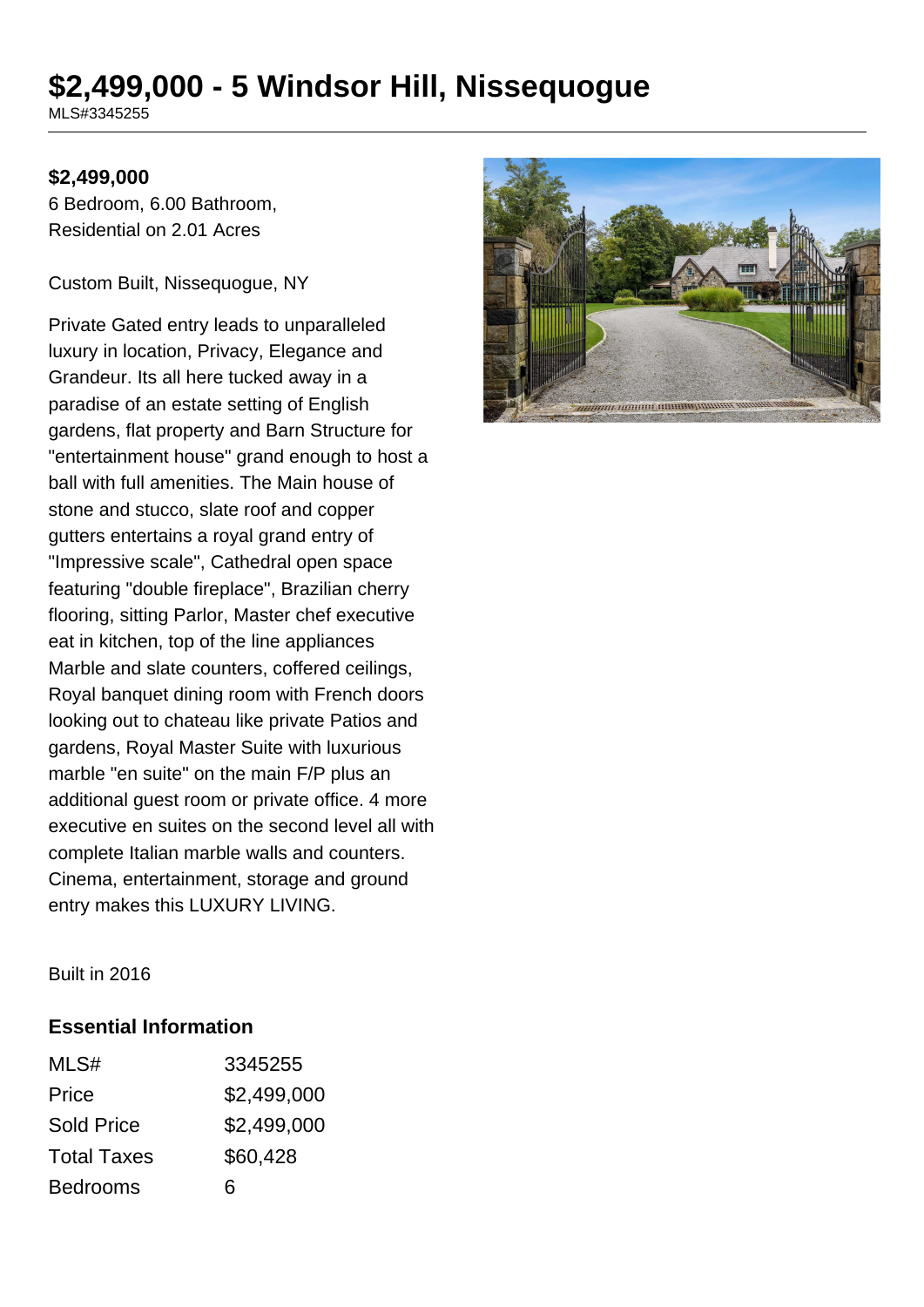# $2,499,000 - 5 Windsor Hill, Nissequogue

MLS#3345255

**$2,499,000**

6 Bedroom, 6.00 Bathroom, Residential on 2.01 Acres

Custom Built, Nissequogue, NY

Private Gated entry leads to unparalleled luxury in location, Privacy, Elegance and Grandeur. Its all here tucked away in a paradise of an estate setting of English gardens, flat property and Barn Structure for "entertainment house" grand enough to host a ball with full amenities. The Main house of stone and stucco, slate roof and copper gutters entertains a royal grand entry of "Impressive scale", Cathedral open space featuring "double fireplace", Brazilian cherry flooring, sitting Parlor, Master chef executive eat in kitchen, top of the line appliances Marble and slate counters, coffered ceilings, Royal banquet dining room with French doors looking out to chateau like private Patios and gardens, Royal Master Suite with luxurious marble "en suite" on the main F/P plus an additional guest room or private office. 4 more executive en suites on the second level all with complete Italian marble walls and counters. Cinema, entertainment, storage and ground entry makes this LUXURY LIVING.

Built in 2016

### Essential Information

| | |
|---|---|
| MLS# | 3345255 |
| Price | $2,499,000 |
| Sold Price | $2,499,000 |
| Total Taxes | $60,428 |
| Bedrooms | 6 |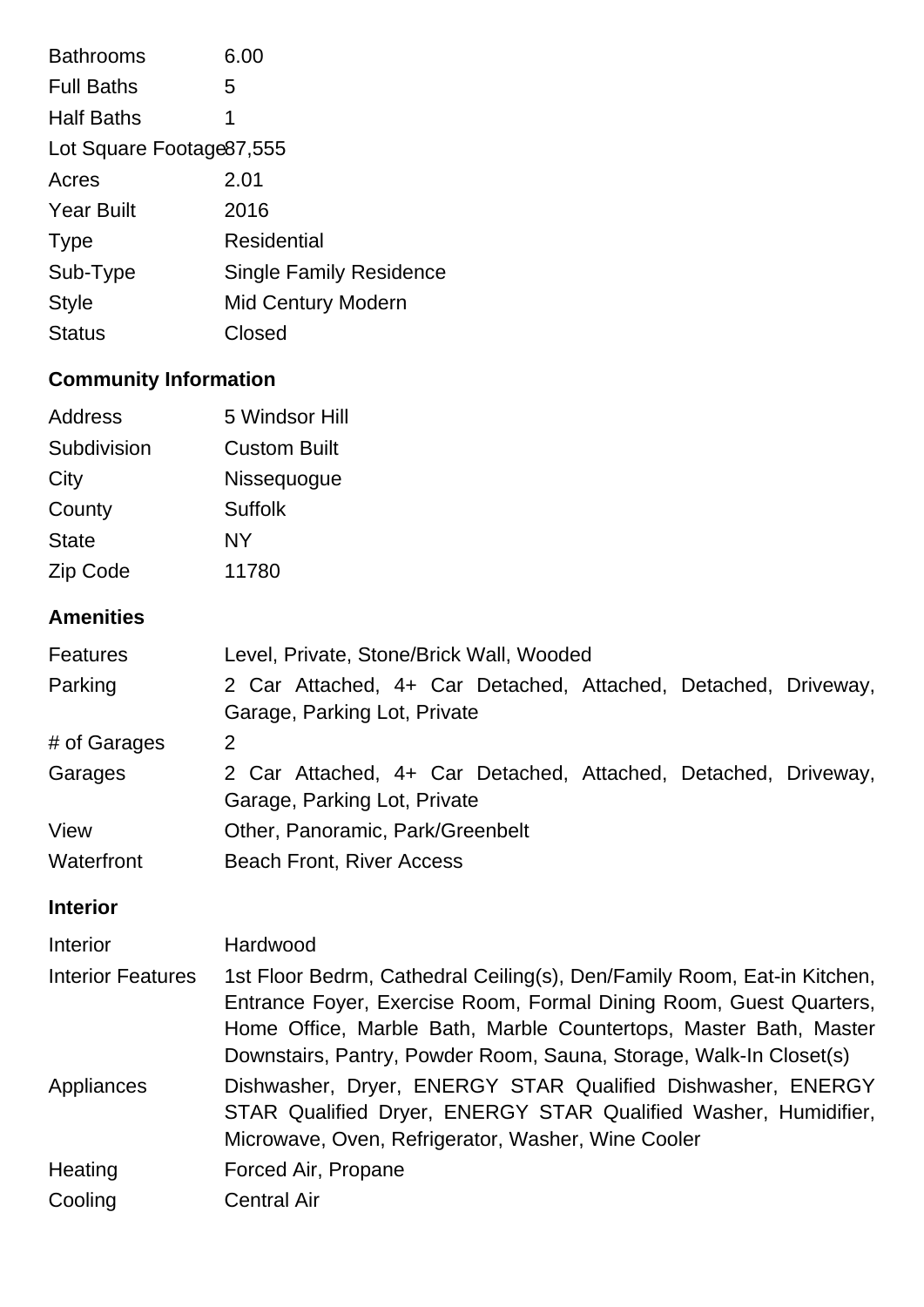| | |
|---|---|
| Bathrooms | 6.00 |
| Full Baths | 5 |
| Half Baths | 1 |
| Lot Square Footage | 87,555 |
| Acres | 2.01 |
| Year Built | 2016 |
| Type | Residential |
| Sub-Type | Single Family Residence |
| Style | Mid Century Modern |
| Status | Closed |

## Community Information

| | |
|---|---|
| Address | 5 Windsor Hill |
| Subdivision | Custom Built |
| City | Nissequogue |
| County | Suffolk |
| State | NY |
| Zip Code | 11780 |

## Amenities

| | |
|---|---|
| Features | Level, Private, Stone/Brick Wall, Wooded |
| Parking | 2 Car Attached, 4+ Car Detached, Attached, Detached, Driveway, Garage, Parking Lot, Private |
| # of Garages | 2 |
| Garages | 2 Car Attached, 4+ Car Detached, Attached, Detached, Driveway, Garage, Parking Lot, Private |
| View | Other, Panoramic, Park/Greenbelt |
| Waterfront | Beach Front, River Access |

## Interior

| | |
|---|---|
| Interior | Hardwood |
| Interior Features | 1st Floor Bedrm, Cathedral Ceiling(s), Den/Family Room, Eat-in Kitchen, Entrance Foyer, Exercise Room, Formal Dining Room, Guest Quarters, Home Office, Marble Bath, Marble Countertops, Master Bath, Master Downstairs, Pantry, Powder Room, Sauna, Storage, Walk-In Closet(s) |
| Appliances | Dishwasher, Dryer, ENERGY STAR Qualified Dishwasher, ENERGY STAR Qualified Dryer, ENERGY STAR Qualified Washer, Humidifier, Microwave, Oven, Refrigerator, Washer, Wine Cooler |
| Heating | Forced Air, Propane |
| Cooling | Central Air |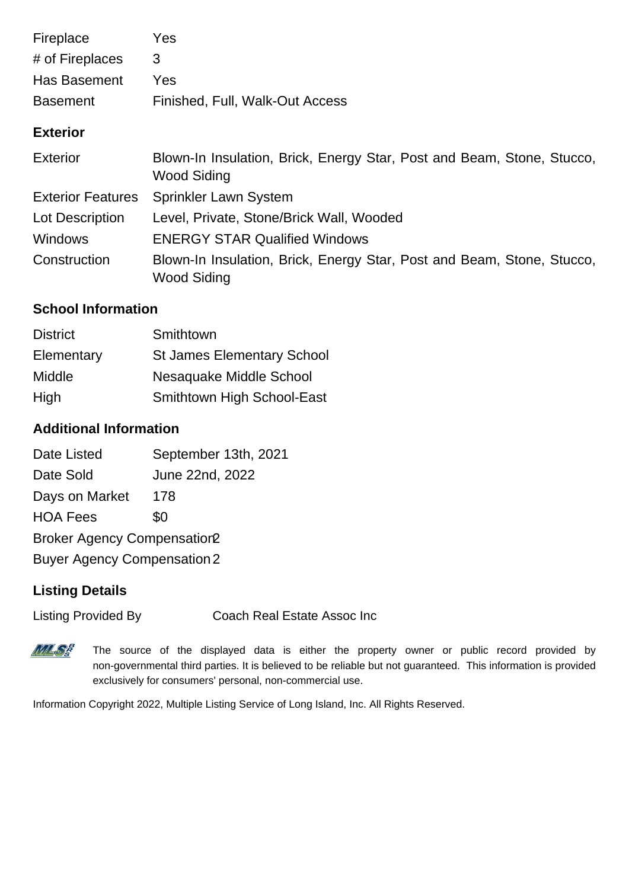| | |
|---|---|
| Fireplace | Yes |
| # of Fireplaces | 3 |
| Has Basement | Yes |
| Basement | Finished, Full, Walk-Out Access |

### Exterior

| | |
|---|---|
| Exterior | Blown-In Insulation, Brick, Energy Star, Post and Beam, Stone, Stucco, Wood Siding |
| Exterior Features | Sprinkler Lawn System |
| Lot Description | Level, Private, Stone/Brick Wall, Wooded |
| Windows | ENERGY STAR Qualified Windows |
| Construction | Blown-In Insulation, Brick, Energy Star, Post and Beam, Stone, Stucco, Wood Siding |

### School Information

| | |
|---|---|
| District | Smithtown |
| Elementary | St James Elementary School |
| Middle | Nesaquake Middle School |
| High | Smithtown High School-East |

### Additional Information

| | |
|---|---|
| Date Listed | September 13th, 2021 |
| Date Sold | June 22nd, 2022 |
| Days on Market | 178 |
| HOA Fees | $0 |
| Broker Agency Compensation | 2 |
| Buyer Agency Compensation | 2 |

### Listing Details

| | |
|---|---|
| Listing Provided By | Coach Real Estate Assoc Inc |

The source of the displayed data is either the property owner or public record provided by non-governmental third parties. It is believed to be reliable but not guaranteed. This information is provided exclusively for consumers' personal, non-commercial use.

Information Copyright 2022, Multiple Listing Service of Long Island, Inc. All Rights Reserved.